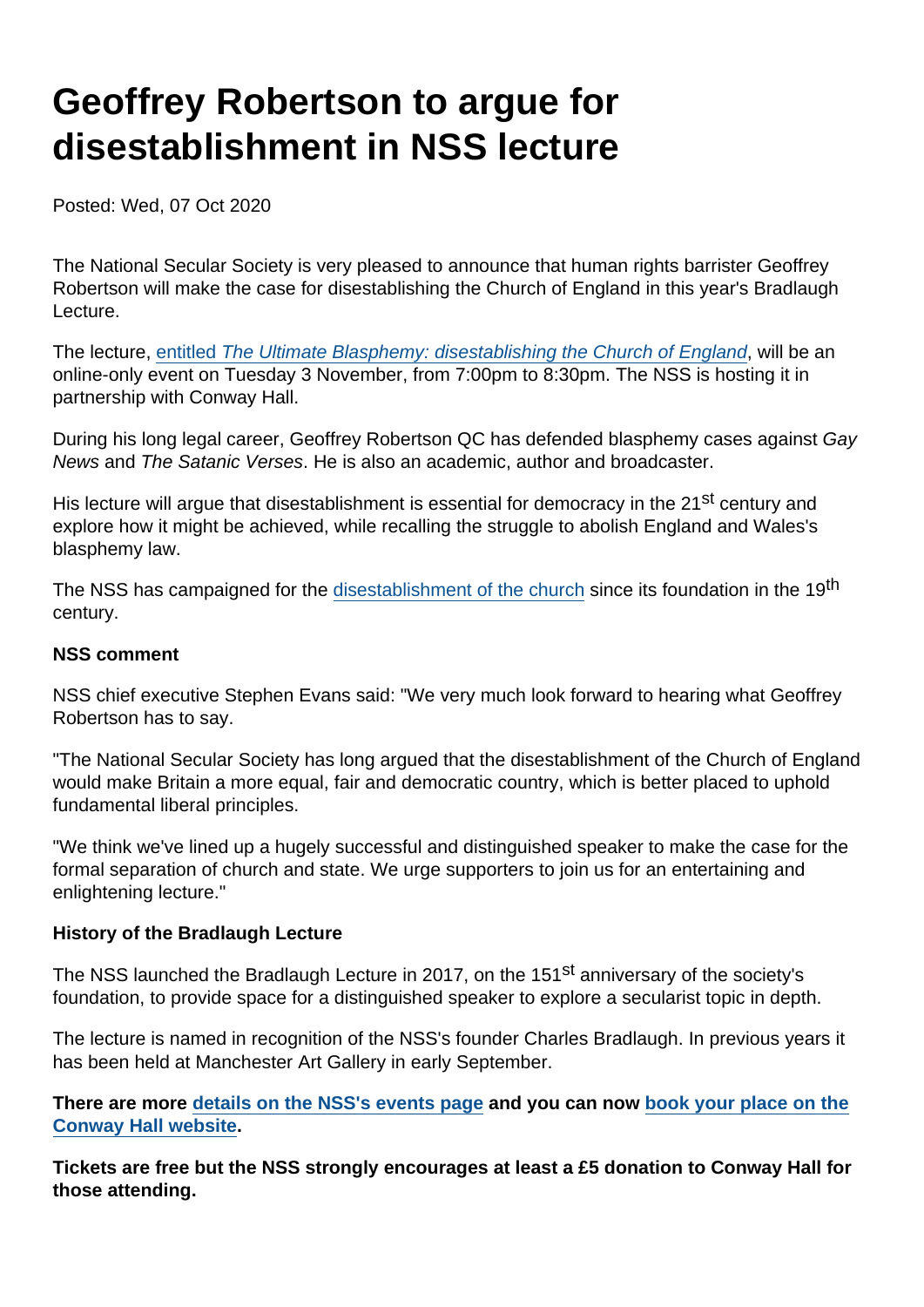# Geoffrey Robertson to argue for disestablishment in NSS lecture

Posted: Wed, 07 Oct 2020

The National Secular Society is very pleased to announce that human rights barrister Geoffrey Robertson will make the case for disestablishing the Church of England in this year's Bradlaugh Lecture.

The lecture, entitled *The Ultimate Blasphemy: disestablishing the Church of England*, will be an online-only event on Tuesday 3 November, from 7:00pm to 8:30pm. The NSS is hosting it in partnership with Conway Hall.

During his long legal career, Geoffrey Robertson QC has defended blasphemy cases against *Gay News* and *The Satanic Verses*. He is also an academic, author and broadcaster.

His lecture will argue that disestablishment is essential for democracy in the 21st century and explore how it might be achieved, while recalling the struggle to abolish England and Wales's blasphemy law.

The NSS has campaigned for the disestablishment of the church since its foundation in the 19th century.

**NSS comment**

NSS chief executive Stephen Evans said: "We very much look forward to hearing what Geoffrey Robertson has to say.

"The National Secular Society has long argued that the disestablishment of the Church of England would make Britain a more equal, fair and democratic country, which is better placed to uphold fundamental liberal principles.

"We think we've lined up a hugely successful and distinguished speaker to make the case for the formal separation of church and state. We urge supporters to join us for an entertaining and enlightening lecture."

**History of the Bradlaugh Lecture**

The NSS launched the Bradlaugh Lecture in 2017, on the 151st anniversary of the society's foundation, to provide space for a distinguished speaker to explore a secularist topic in depth.

The lecture is named in recognition of the NSS's founder Charles Bradlaugh. In previous years it has been held at Manchester Art Gallery in early September.

**There are more details on the NSS's events page and you can now book your place on the Conway Hall website.**

**Tickets are free but the NSS strongly encourages at least a £5 donation to Conway Hall for those attending.**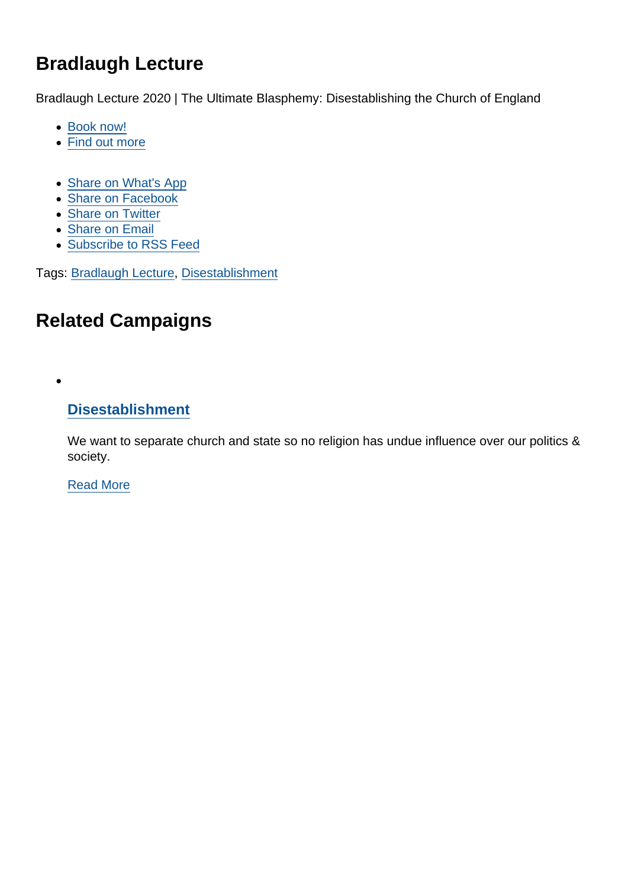## Bradlaugh Lecture

Bradlaugh Lecture 2020 | The Ultimate Blasphemy: Disestablishing the Church of England

- Book now!
- Find out more

- Share on What's App
- Share on Facebook
- Share on Twitter
- Share on Email
- Subscribe to RSS Feed

Tags: Bradlaugh Lecture, Disestablishment

## Related Campaigns

- ### Disestablishment

  We want to separate church and state so no religion has undue influence over our politics & society.

  Read More